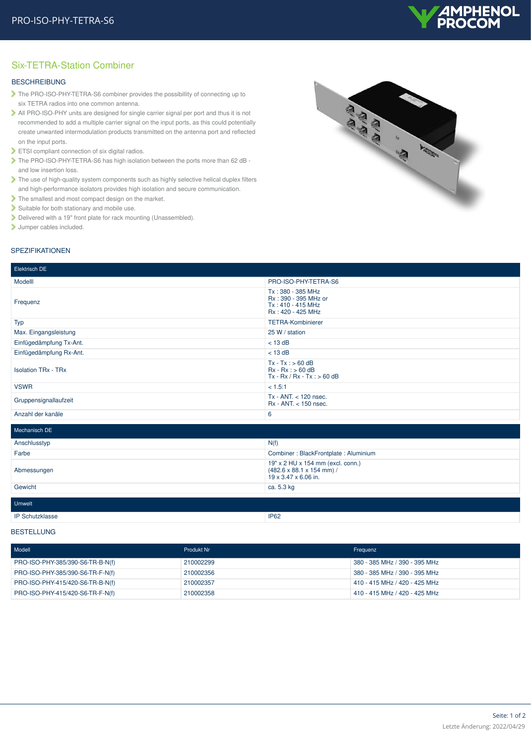# Six-TETRA-Station Combiner

## BESCHREIBUNG

- The PRO-ISO-PHY-TETRA-S6 combiner provides the possibillity of connecting up to six TETRA radios into one common antenna.
- All PRO-ISO-PHY units are designed for single carrier signal per port and thus it is not recommended to add a multiple carrier signal on the input ports, as this could potentially create unwanted intermodulation products transmitted on the antenna port and reflected on the input ports.
- ETSI compliant connection of six digital radios.
- The PRO-ISO-PHY-TETRA-S6 has high isolation between the ports more than 62 dB - and low insertion loss.
- The use of high-quality system components such as highly selective helical duplex filters and high-performance isolators provides high isolation and secure communication.
- The smallest and most compact design on the market.
- Suitable for both stationary and mobile use.
- Delivered with a 19" front plate for rack mounting (Unassembled).
- Jumper cables included.

## SPEZIFIKATIONEN

| Elektrisch DE | |
|---|---|
| Modelll | PRO-ISO-PHY-TETRA-S6 |
| Frequenz | Tx : 380 - 385 MHz<br>Rx : 390 - 395 MHz or<br>Tx : 410 - 415 MHz<br>Rx : 420 - 425 MHz |
| Typ | TETRA-Kombinierer |
| Max. Eingangsleistung | 25 W / station |
| Einfügedämpfung Tx-Ant. | < 13 dB |
| Einfügedämpfung Rx-Ant. | < 13 dB |
| Isolation TRx - TRx | Tx - Tx : > 60 dB<br>Rx - Rx : > 60 dB<br>Tx - Rx / Rx - Tx : > 60 dB |
| VSWR | < 1.5:1 |
| Gruppensignallaufzeit | Tx - ANT. < 120 nsec.<br>Rx - ANT. < 150 nsec. |
| Anzahl der kanäle | 6 |

| Mechanisch DE | |
|---|---|
| Anschlusstyp | N(f) |
| Farbe | Combiner : BlackFrontplate : Aluminium |
| Abmessungen | 19" x 2 HU x 154 mm (excl. conn.)<br>(482.6 x 88.1 x 154 mm) /<br>19 x 3.47 x 6.06 in. |
| Gewicht | ca. 5.3 kg |

| Umwelt | |
|---|---|
| IP Schutzklasse | IP62 |

## BESTELLUNG

| Modell | Produkt Nr | Frequenz |
|---|---|---|
| PRO-ISO-PHY-385/390-S6-TR-B-N(f) | 210002299 | 380 - 385 MHz / 390 - 395 MHz |
| PRO-ISO-PHY-385/390-S6-TR-F-N(f) | 210002356 | 380 - 385 MHz / 390 - 395 MHz |
| PRO-ISO-PHY-415/420-S6-TR-B-N(f) | 210002357 | 410 - 415 MHz / 420 - 425 MHz |
| PRO-ISO-PHY-415/420-S6-TR-F-N(f) | 210002358 | 410 - 415 MHz / 420 - 425 MHz |

Letzte Änderung: 2022/04/29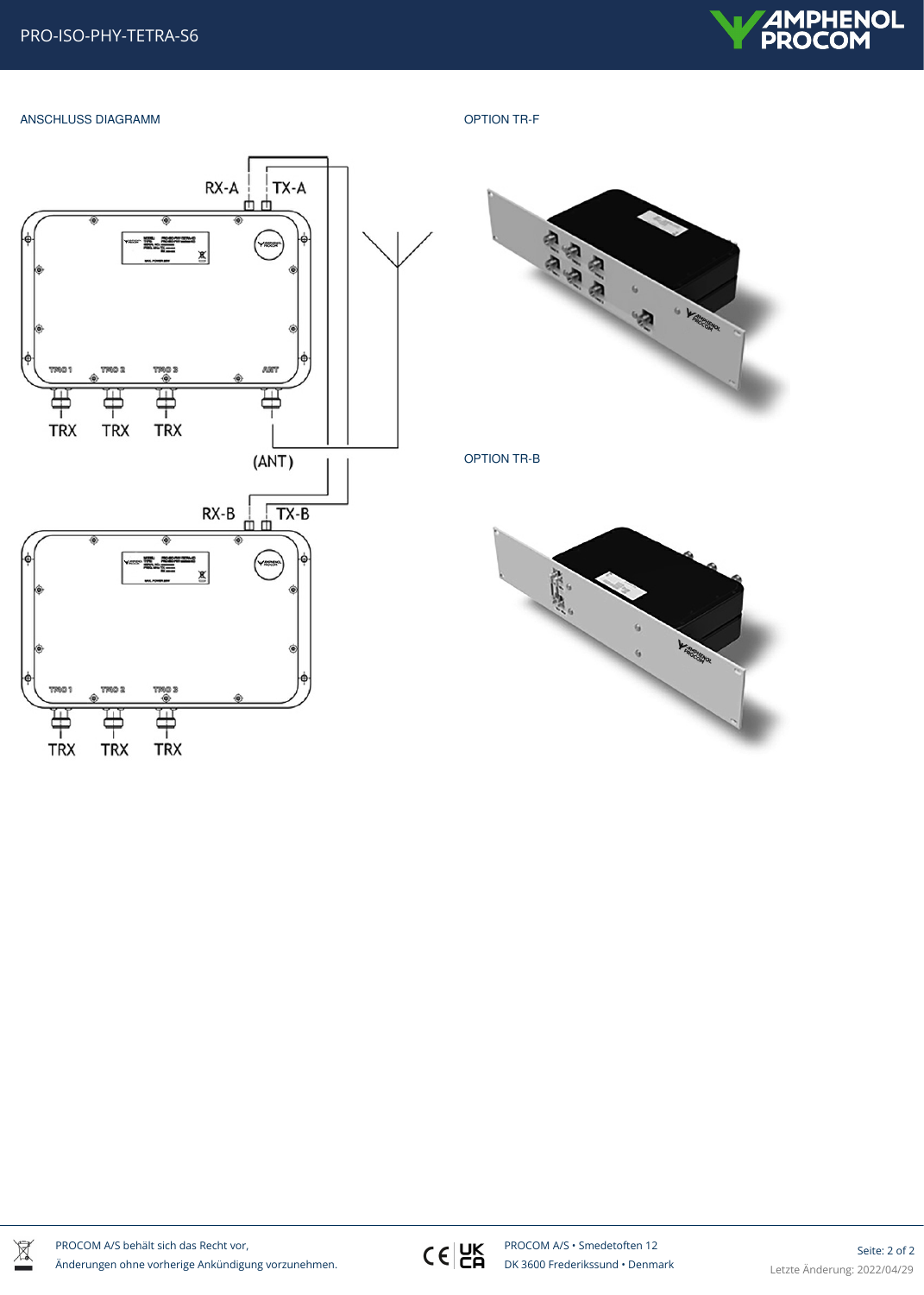ANSCHLUSS DIAGRAMM

RX-A
TX-A
TRX
TRX
TRX
(ANT)
RX-B
TX-B
TRX
TRX
TRX

OPTION TR-F

OPTION TR-B

PROCOM A/S behält sich das Recht vor,
Änderungen ohne vorherige Ankündigung vorzunehmen.

PROCOM A/S • Smedetoften 12
DK 3600 Frederikssund • Denmark

Letzte Änderung: 2022/04/29